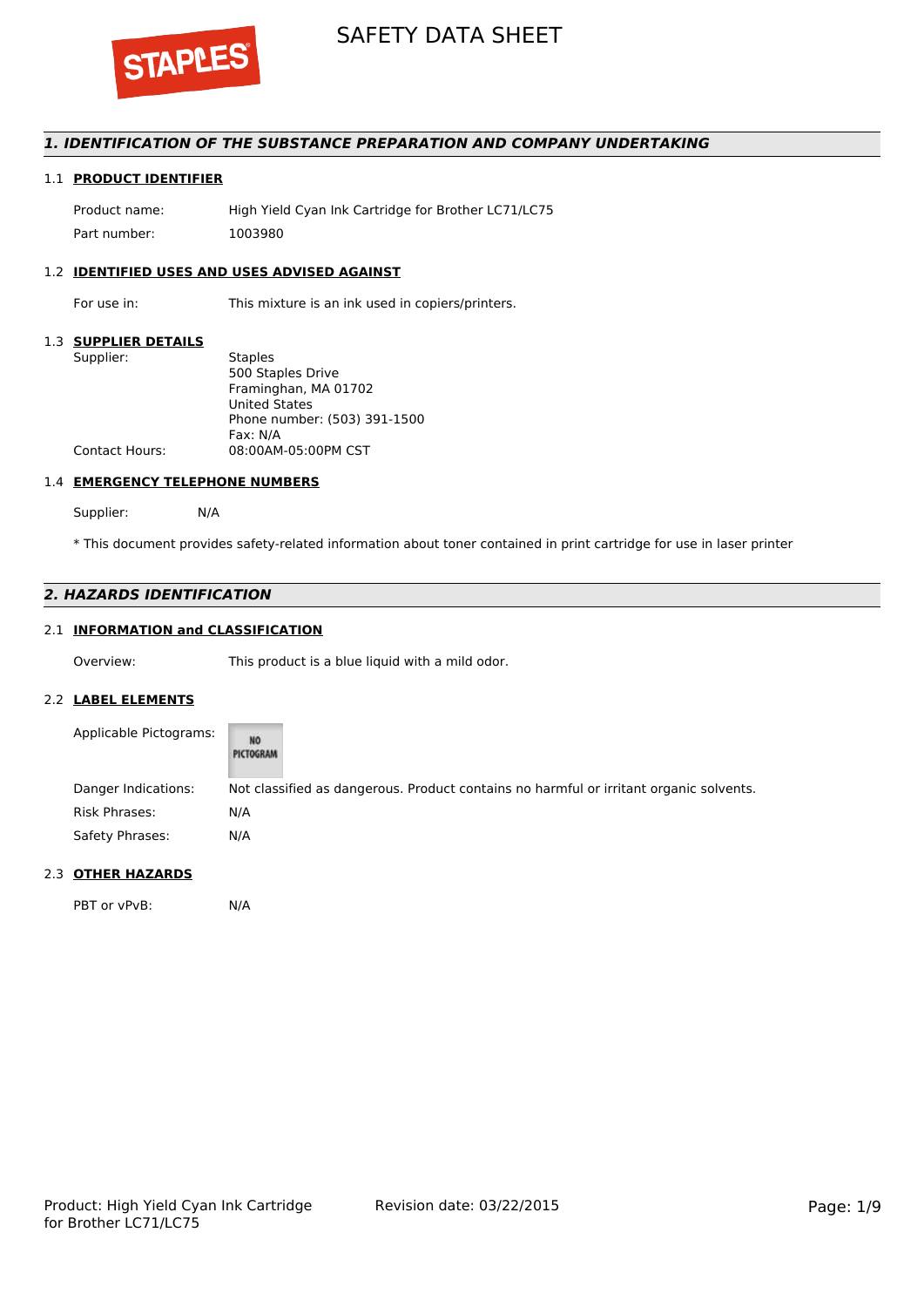# SAFETY DATA SHEET

## 1. IDENTIFICATION OF THE SUBSTANCE PREPARATION AND COMPANY UNDERTAKING

### 1.1 PRODUCT IDENTIFIER

| | |
|---|---|
| Product name: | High Yield Cyan Ink Cartridge for Brother LC71/LC75 |
| Part number: | 1003980 |

### 1.2 IDENTIFIED USES AND USES ADVISED AGAINST

| | |
|---|---|
| For use in: | This mixture is an ink used in copiers/printers. |

### 1.3 SUPPLIER DETAILS

| | |
|---|---|
| Supplier: | Staples<br>500 Staples Drive<br>Framinghan, MA 01702<br>United States<br>Phone number: (503) 391-1500<br>Fax: N/A |
| Contact Hours: | 08:00AM-05:00PM CST |

### 1.4 EMERGENCY TELEPHONE NUMBERS

Supplier: N/A

* This document provides safety-related information about toner contained in print cartridge for use in laser printer

## 2. HAZARDS IDENTIFICATION

### 2.1 INFORMATION and CLASSIFICATION

| | |
|---|---|
| Overview: | This product is a blue liquid with a mild odor. |

### 2.2 LABEL ELEMENTS

| | |
|---|---|
| Applicable Pictograms: | NO PICTOGRAM |
| Danger Indications: | Not classified as dangerous. Product contains no harmful or irritant organic solvents. |
| Risk Phrases: | N/A |
| Safety Phrases: | N/A |

### 2.3 OTHER HAZARDS

| | |
|---|---|
| PBT or vPvB: | N/A |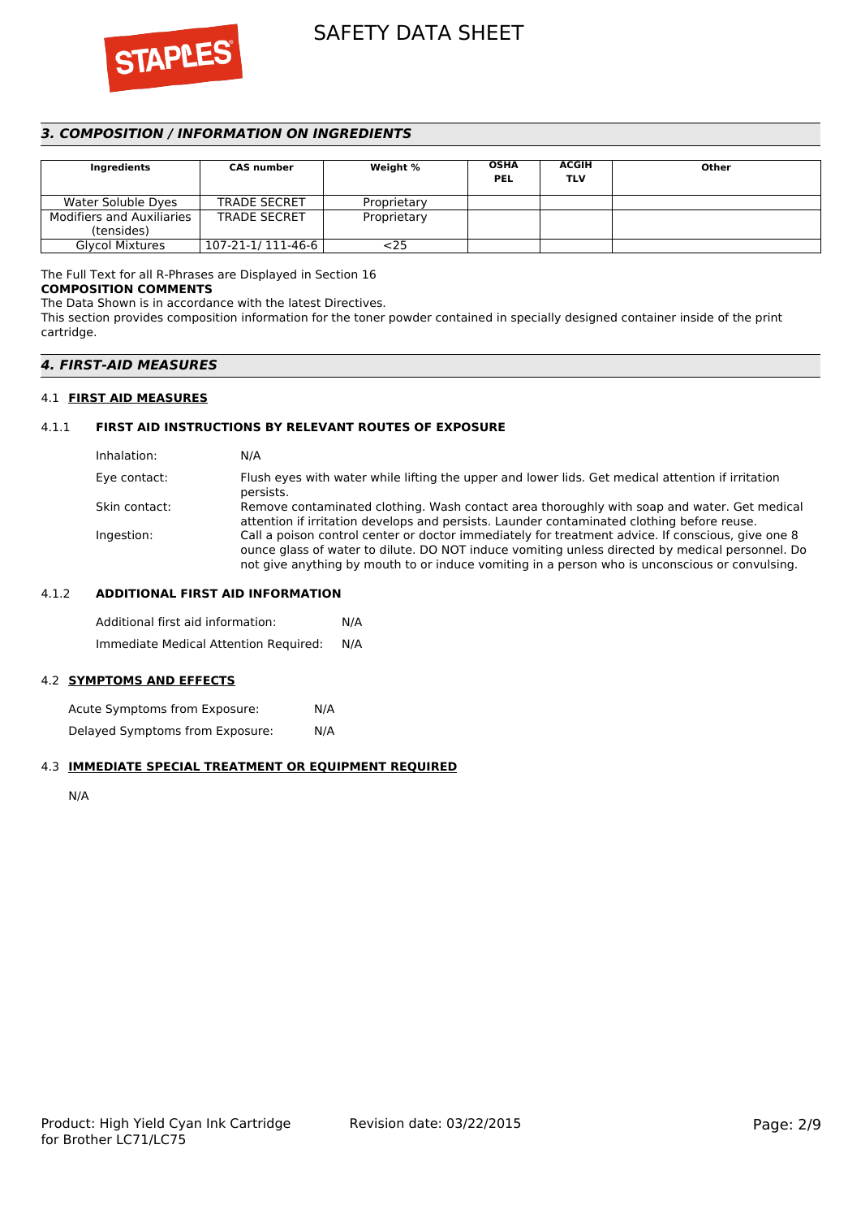## 3. COMPOSITION / INFORMATION ON INGREDIENTS

| Ingredients | CAS number | Weight % | OSHA PEL | ACGIH TLV | Other |
|---|---|---|---|---|---|
| Water Soluble Dyes | TRADE SECRET | Proprietary | | | |
| Modifiers and Auxiliaries (tensides) | TRADE SECRET | Proprietary | | | |
| Glycol Mixtures | 107-21-1/ 111-46-6 | <25 | | | |

The Full Text for all R-Phrases are Displayed in Section 16

**COMPOSITION COMMENTS**

The Data Shown is in accordance with the latest Directives.

This section provides composition information for the toner powder contained in specially designed container inside of the print cartridge.

## 4. FIRST-AID MEASURES

### 4.1 FIRST AID MEASURES

#### 4.1.1 FIRST AID INSTRUCTIONS BY RELEVANT ROUTES OF EXPOSURE

Inhalation: N/A

Eye contact: Flush eyes with water while lifting the upper and lower lids. Get medical attention if irritation persists.

Skin contact: Remove contaminated clothing. Wash contact area thoroughly with soap and water. Get medical attention if irritation develops and persists. Launder contaminated clothing before reuse.

Ingestion: Call a poison control center or doctor immediately for treatment advice. If conscious, give one 8 ounce glass of water to dilute. DO NOT induce vomiting unless directed by medical personnel. Do not give anything by mouth to or induce vomiting in a person who is unconscious or convulsing.

#### 4.1.2 ADDITIONAL FIRST AID INFORMATION

Additional first aid information: N/A

Immediate Medical Attention Required: N/A

### 4.2 SYMPTOMS AND EFFECTS

Acute Symptoms from Exposure: N/A

Delayed Symptoms from Exposure: N/A

### 4.3 IMMEDIATE SPECIAL TREATMENT OR EQUIPMENT REQUIRED

N/A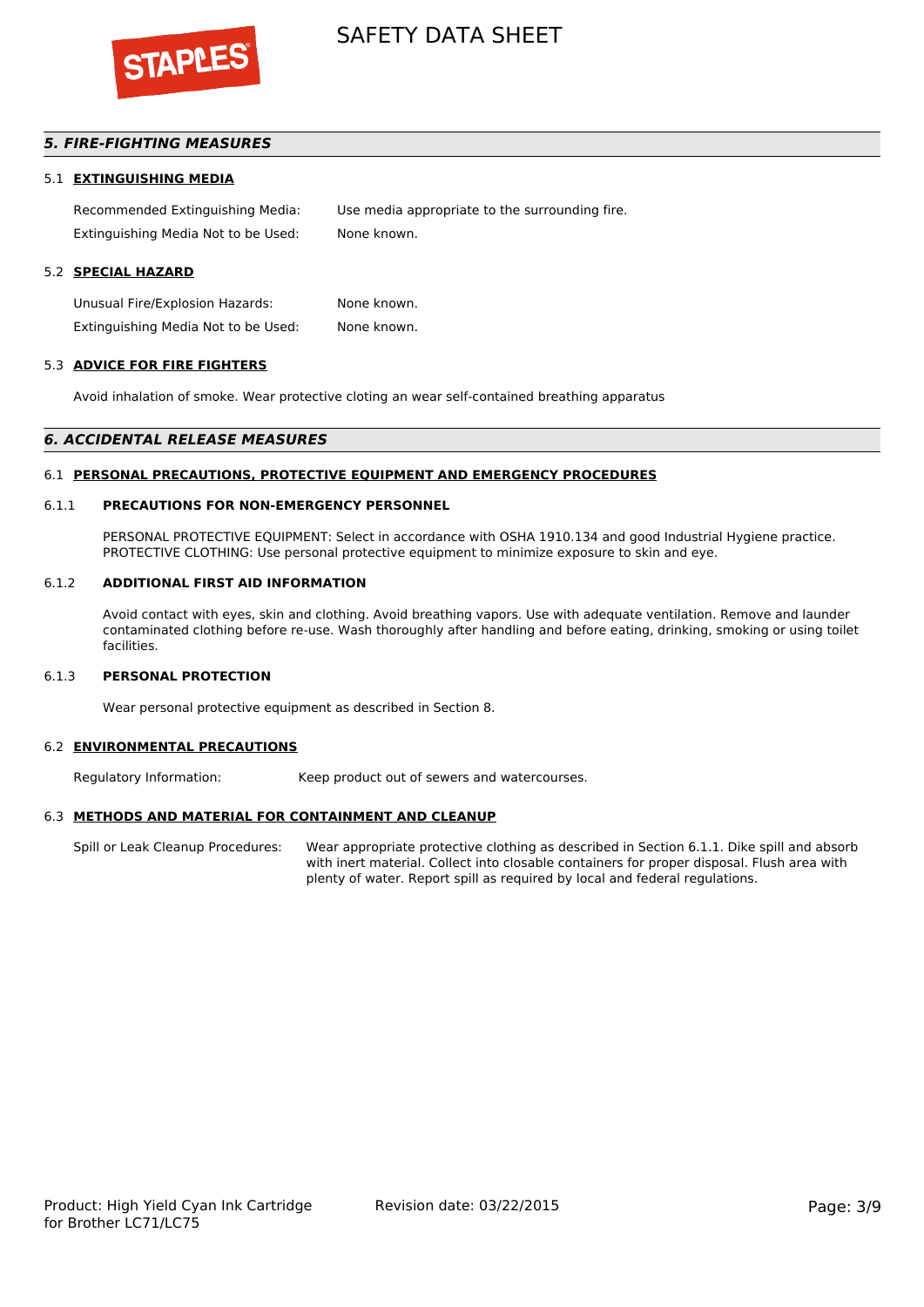## 5. FIRE-FIGHTING MEASURES

### 5.1 EXTINGUISHING MEDIA

Recommended Extinguishing Media: Use media appropriate to the surrounding fire.

Extinguishing Media Not to be Used: None known.

### 5.2 SPECIAL HAZARD

Unusual Fire/Explosion Hazards: None known.

Extinguishing Media Not to be Used: None known.

### 5.3 ADVICE FOR FIRE FIGHTERS

Avoid inhalation of smoke. Wear protective cloting an wear self-contained breathing apparatus

## 6. ACCIDENTAL RELEASE MEASURES

### 6.1 PERSONAL PRECAUTIONS, PROTECTIVE EQUIPMENT AND EMERGENCY PROCEDURES

#### 6.1.1 PRECAUTIONS FOR NON-EMERGENCY PERSONNEL

PERSONAL PROTECTIVE EQUIPMENT: Select in accordance with OSHA 1910.134 and good Industrial Hygiene practice. PROTECTIVE CLOTHING: Use personal protective equipment to minimize exposure to skin and eye.

#### 6.1.2 ADDITIONAL FIRST AID INFORMATION

Avoid contact with eyes, skin and clothing. Avoid breathing vapors. Use with adequate ventilation. Remove and launder contaminated clothing before re-use. Wash thoroughly after handling and before eating, drinking, smoking or using toilet facilities.

#### 6.1.3 PERSONAL PROTECTION

Wear personal protective equipment as described in Section 8.

### 6.2 ENVIRONMENTAL PRECAUTIONS

Regulatory Information: Keep product out of sewers and watercourses.

### 6.3 METHODS AND MATERIAL FOR CONTAINMENT AND CLEANUP

Spill or Leak Cleanup Procedures: Wear appropriate protective clothing as described in Section 6.1.1. Dike spill and absorb with inert material. Collect into closable containers for proper disposal. Flush area with plenty of water. Report spill as required by local and federal regulations.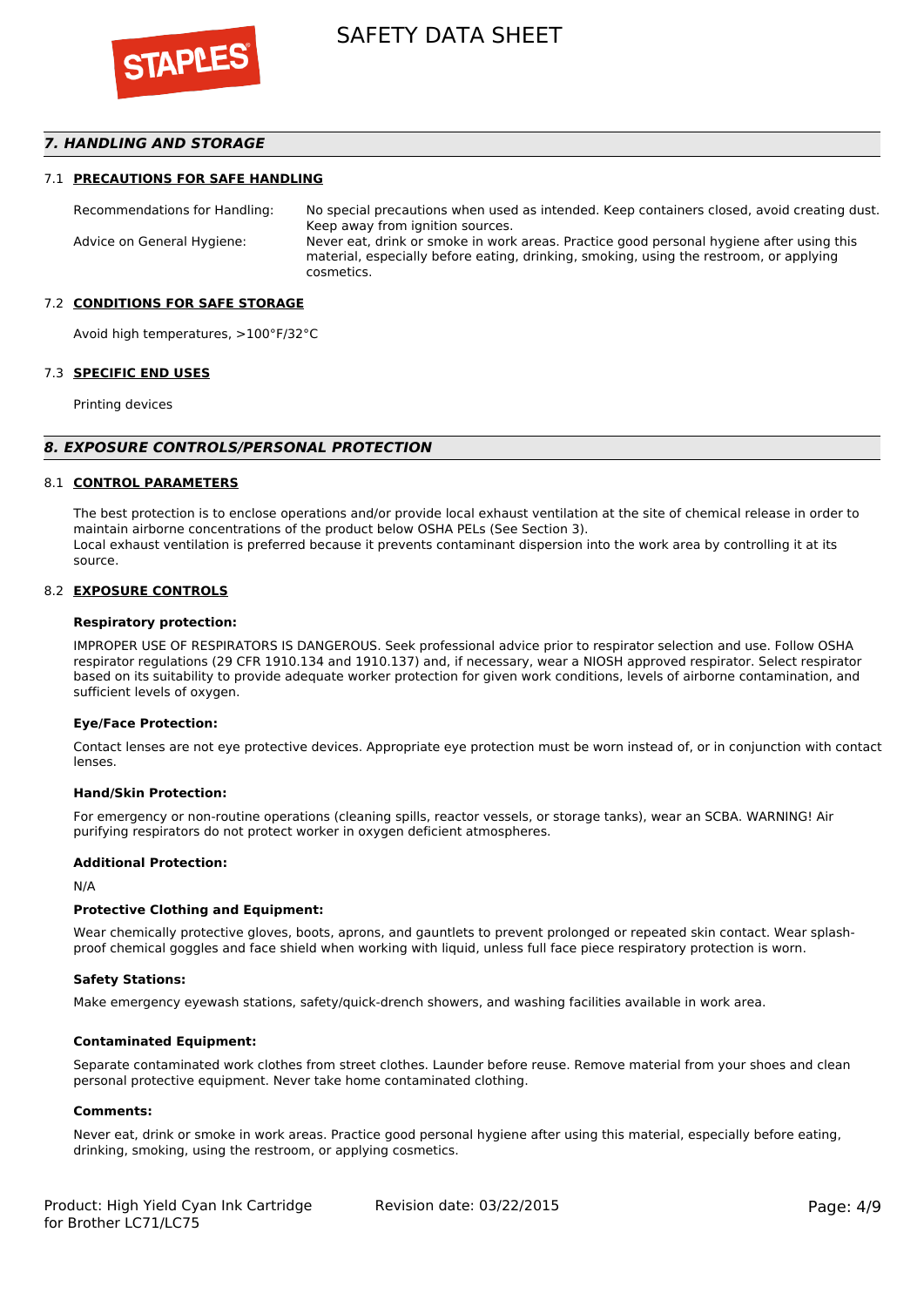## 7. HANDLING AND STORAGE

### 7.1 PRECAUTIONS FOR SAFE HANDLING

| | |
|---|---|
| Recommendations for Handling: | No special precautions when used as intended. Keep containers closed, avoid creating dust. Keep away from ignition sources. |
| Advice on General Hygiene: | Never eat, drink or smoke in work areas. Practice good personal hygiene after using this material, especially before eating, drinking, smoking, using the restroom, or applying cosmetics. |

### 7.2 CONDITIONS FOR SAFE STORAGE

Avoid high temperatures, >100°F/32°C

### 7.3 SPECIFIC END USES

Printing devices

## 8. EXPOSURE CONTROLS/PERSONAL PROTECTION

### 8.1 CONTROL PARAMETERS

The best protection is to enclose operations and/or provide local exhaust ventilation at the site of chemical release in order to maintain airborne concentrations of the product below OSHA PELs (See Section 3).
Local exhaust ventilation is preferred because it prevents contaminant dispersion into the work area by controlling it at its source.

### 8.2 EXPOSURE CONTROLS

**Respiratory protection:**

IMPROPER USE OF RESPIRATORS IS DANGEROUS. Seek professional advice prior to respirator selection and use. Follow OSHA respirator regulations (29 CFR 1910.134 and 1910.137) and, if necessary, wear a NIOSH approved respirator. Select respirator based on its suitability to provide adequate worker protection for given work conditions, levels of airborne contamination, and sufficient levels of oxygen.

**Eye/Face Protection:**

Contact lenses are not eye protective devices. Appropriate eye protection must be worn instead of, or in conjunction with contact lenses.

**Hand/Skin Protection:**

For emergency or non-routine operations (cleaning spills, reactor vessels, or storage tanks), wear an SCBA. WARNING! Air purifying respirators do not protect worker in oxygen deficient atmospheres.

**Additional Protection:**

N/A

**Protective Clothing and Equipment:**

Wear chemically protective gloves, boots, aprons, and gauntlets to prevent prolonged or repeated skin contact. Wear splash-proof chemical goggles and face shield when working with liquid, unless full face piece respiratory protection is worn.

**Safety Stations:**

Make emergency eyewash stations, safety/quick-drench showers, and washing facilities available in work area.

**Contaminated Equipment:**

Separate contaminated work clothes from street clothes. Launder before reuse. Remove material from your shoes and clean personal protective equipment. Never take home contaminated clothing.

**Comments:**

Never eat, drink or smoke in work areas. Practice good personal hygiene after using this material, especially before eating, drinking, smoking, using the restroom, or applying cosmetics.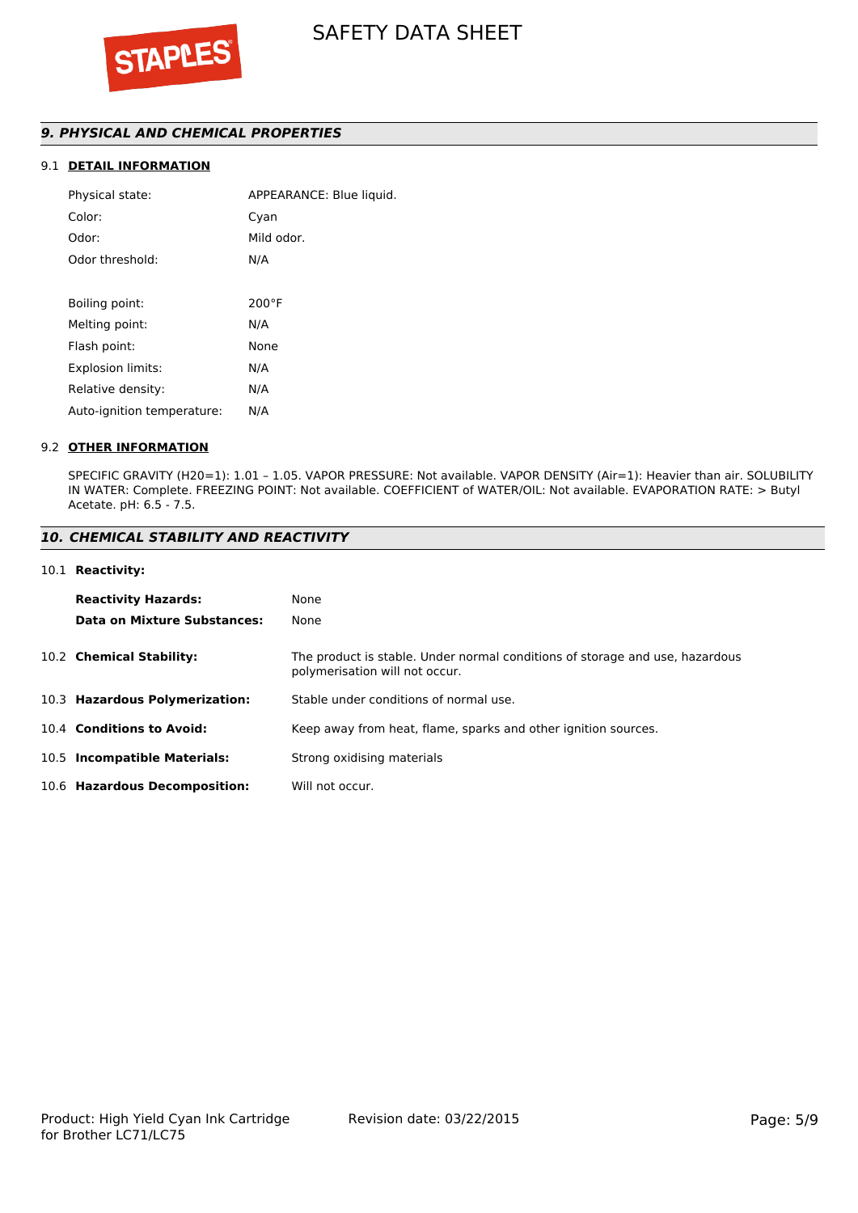## 9. PHYSICAL AND CHEMICAL PROPERTIES

### 9.1 DETAIL INFORMATION

| | |
|---|---|
| Physical state: | APPEARANCE: Blue liquid. |
| Color: | Cyan |
| Odor: | Mild odor. |
| Odor threshold: | N/A |
| Boiling point: | 200°F |
| Melting point: | N/A |
| Flash point: | None |
| Explosion limits: | N/A |
| Relative density: | N/A |
| Auto-ignition temperature: | N/A |

### 9.2 OTHER INFORMATION

SPECIFIC GRAVITY (H20=1): 1.01 – 1.05. VAPOR PRESSURE: Not available. VAPOR DENSITY (Air=1): Heavier than air. SOLUBILITY IN WATER: Complete. FREEZING POINT: Not available. COEFFICIENT of WATER/OIL: Not available. EVAPORATION RATE: > Butyl Acetate. pH: 6.5 - 7.5.

## 10. CHEMICAL STABILITY AND REACTIVITY

### 10.1 Reactivity:

| | |
|---|---|
| **Reactivity Hazards:** | None |
| **Data on Mixture Substances:** | None |

| | |
|---|---|
| 10.2 **Chemical Stability:** | The product is stable. Under normal conditions of storage and use, hazardous polymerisation will not occur. |
| 10.3 **Hazardous Polymerization:** | Stable under conditions of normal use. |
| 10.4 **Conditions to Avoid:** | Keep away from heat, flame, sparks and other ignition sources. |
| 10.5 **Incompatible Materials:** | Strong oxidising materials |
| 10.6 **Hazardous Decomposition:** | Will not occur. |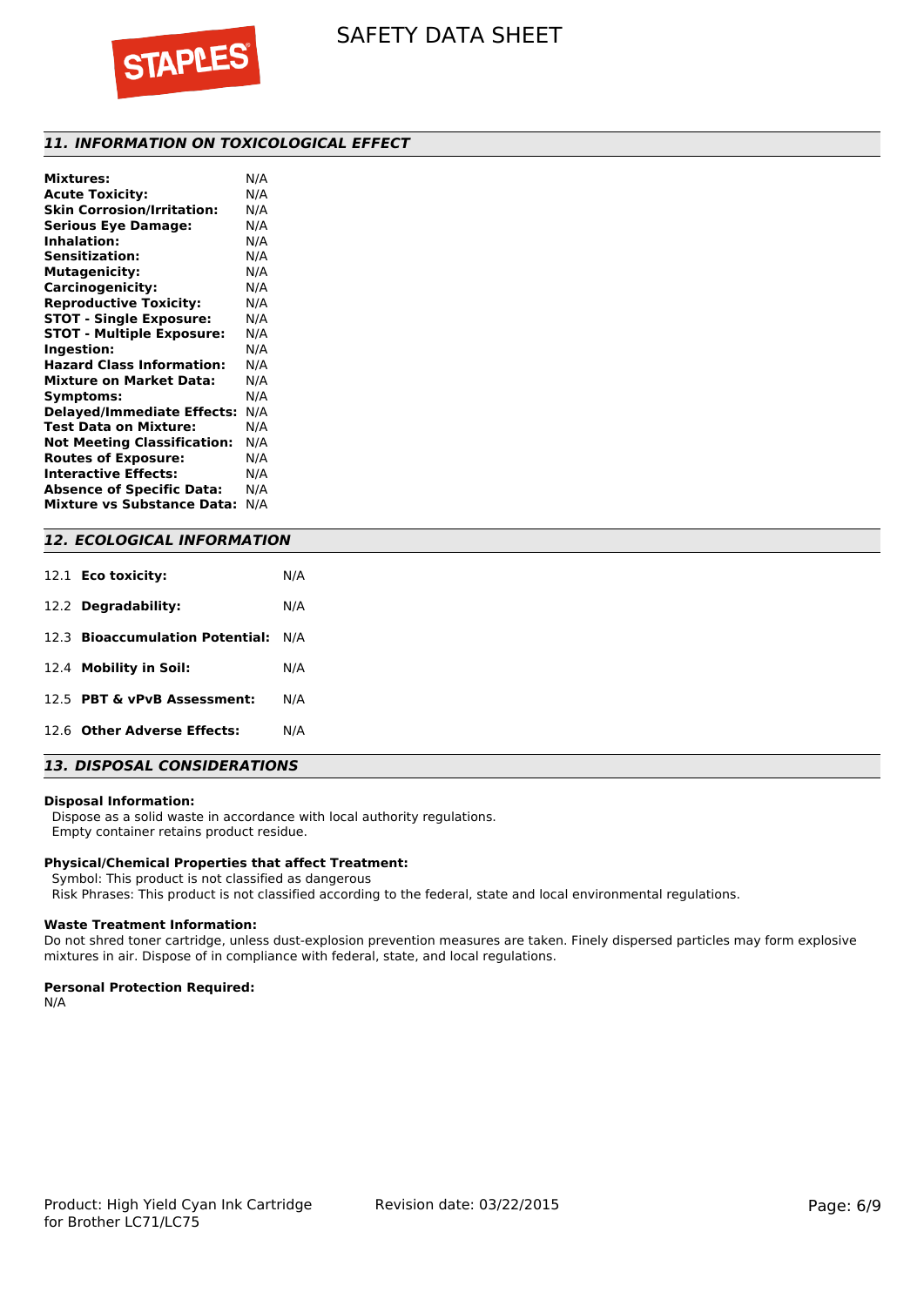## 11. INFORMATION ON TOXICOLOGICAL EFFECT

| | |
|---|---|
| **Mixtures:** | N/A |
| **Acute Toxicity:** | N/A |
| **Skin Corrosion/Irritation:** | N/A |
| **Serious Eye Damage:** | N/A |
| **Inhalation:** | N/A |
| **Sensitization:** | N/A |
| **Mutagenicity:** | N/A |
| **Carcinogenicity:** | N/A |
| **Reproductive Toxicity:** | N/A |
| **STOT - Single Exposure:** | N/A |
| **STOT - Multiple Exposure:** | N/A |
| **Ingestion:** | N/A |
| **Hazard Class Information:** | N/A |
| **Mixture on Market Data:** | N/A |
| **Symptoms:** | N/A |
| **Delayed/Immediate Effects:** | N/A |
| **Test Data on Mixture:** | N/A |
| **Not Meeting Classification:** | N/A |
| **Routes of Exposure:** | N/A |
| **Interactive Effects:** | N/A |
| **Absence of Specific Data:** | N/A |
| **Mixture vs Substance Data:** | N/A |

## 12. ECOLOGICAL INFORMATION

| | | |
|---|---|---|
| 12.1 | **Eco toxicity:** | N/A |
| 12.2 | **Degradability:** | N/A |
| 12.3 | **Bioaccumulation Potential:** | N/A |
| 12.4 | **Mobility in Soil:** | N/A |
| 12.5 | **PBT & vPvB Assessment:** | N/A |
| 12.6 | **Other Adverse Effects:** | N/A |

## 13. DISPOSAL CONSIDERATIONS

**Disposal Information:**

Dispose as a solid waste in accordance with local authority regulations.
Empty container retains product residue.

**Physical/Chemical Properties that affect Treatment:**

Symbol: This product is not classified as dangerous
Risk Phrases: This product is not classified according to the federal, state and local environmental regulations.

**Waste Treatment Information:**

Do not shred toner cartridge, unless dust-explosion prevention measures are taken. Finely dispersed particles may form explosive mixtures in air. Dispose of in compliance with federal, state, and local regulations.

**Personal Protection Required:**

N/A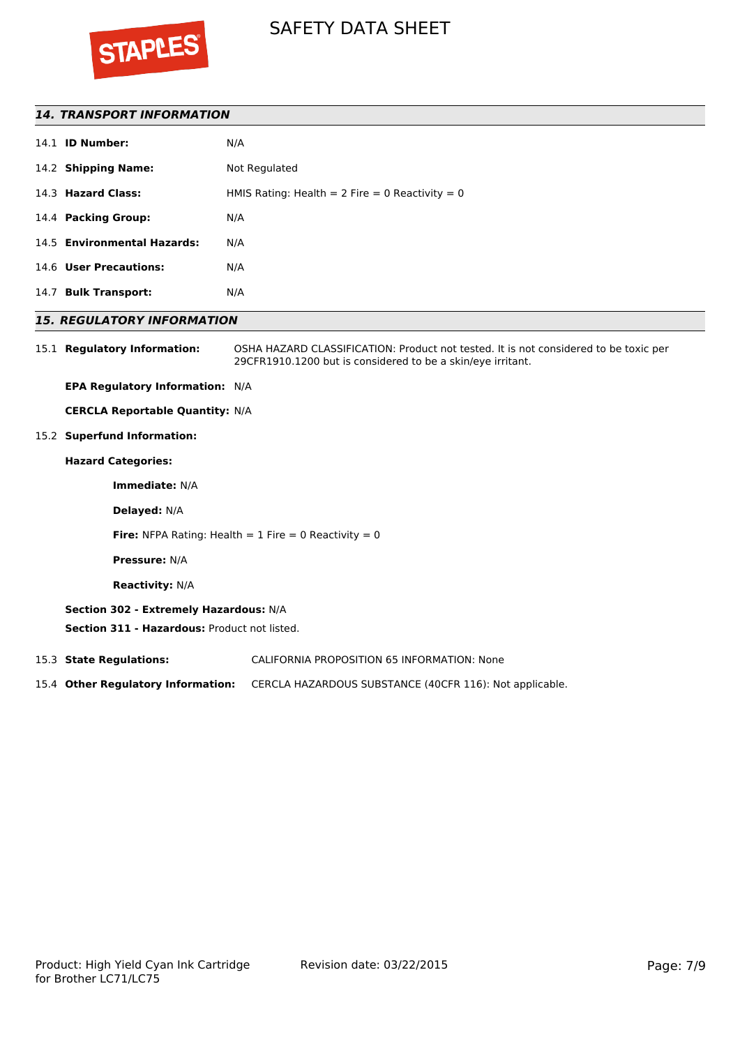## 14. TRANSPORT INFORMATION

14.1 **ID Number:** N/A

14.2 **Shipping Name:** Not Regulated

14.3 **Hazard Class:** HMIS Rating: Health = 2 Fire = 0 Reactivity = 0

14.4 **Packing Group:** N/A

14.5 **Environmental Hazards:** N/A

14.6 **User Precautions:** N/A

14.7 **Bulk Transport:** N/A

## 15. REGULATORY INFORMATION

15.1 **Regulatory Information:** OSHA HAZARD CLASSIFICATION: Product not tested. It is not considered to be toxic per 29CFR1910.1200 but is considered to be a skin/eye irritant.

**EPA Regulatory Information:** N/A

**CERCLA Reportable Quantity:** N/A

15.2 **Superfund Information:**

**Hazard Categories:**

**Immediate:** N/A

**Delayed:** N/A

**Fire:** NFPA Rating: Health = 1 Fire = 0 Reactivity = 0

**Pressure:** N/A

**Reactivity:** N/A

**Section 302 - Extremely Hazardous:** N/A

**Section 311 - Hazardous:** Product not listed.

15.3 **State Regulations:** CALIFORNIA PROPOSITION 65 INFORMATION: None

15.4 **Other Regulatory Information:** CERCLA HAZARDOUS SUBSTANCE (40CFR 116): Not applicable.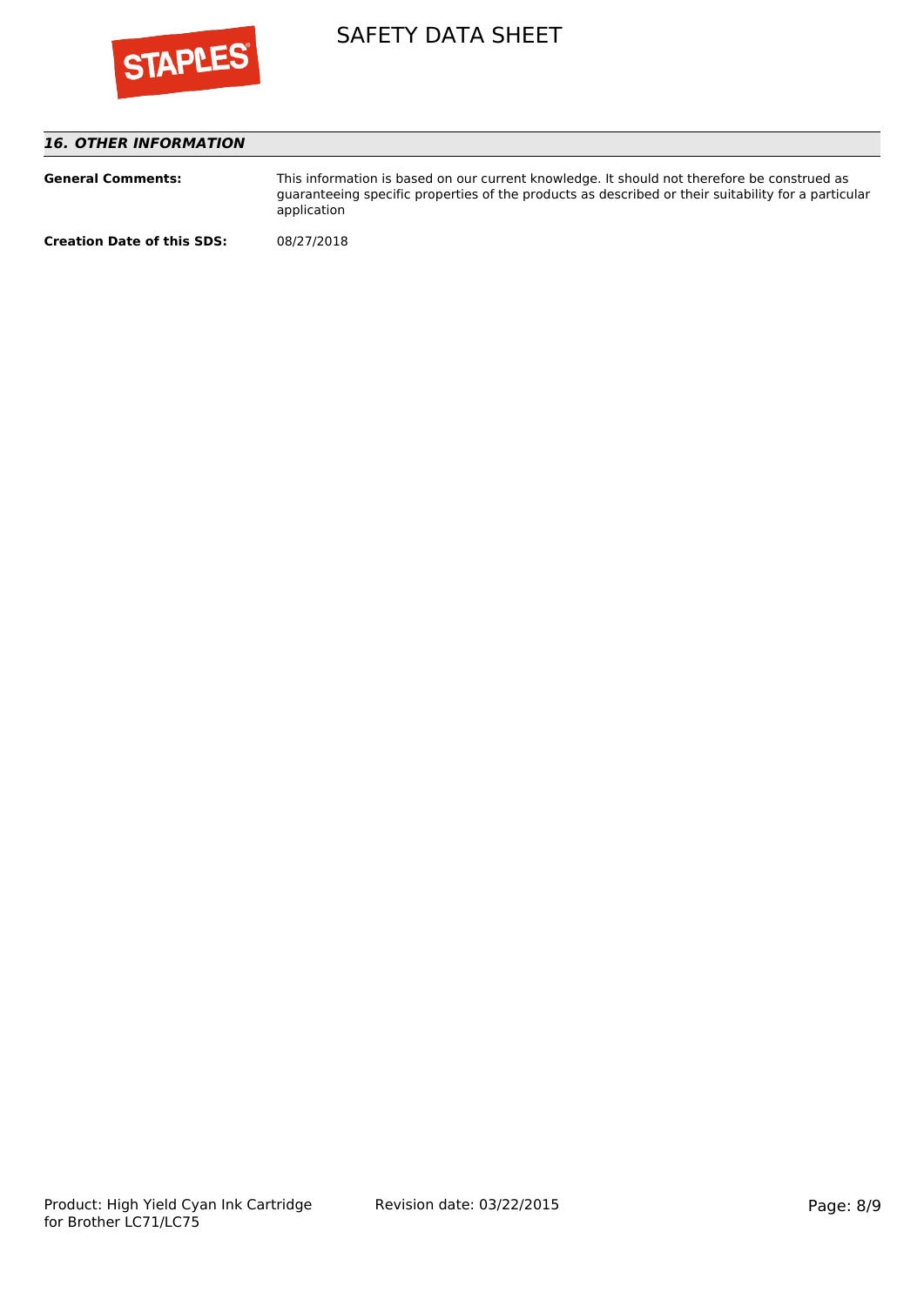## *16. OTHER INFORMATION*

| | |
|---|---|
| **General Comments:** | This information is based on our current knowledge. It should not therefore be construed as guaranteeing specific properties of the products as described or their suitability for a particular application |
| **Creation Date of this SDS:** | 08/27/2018 |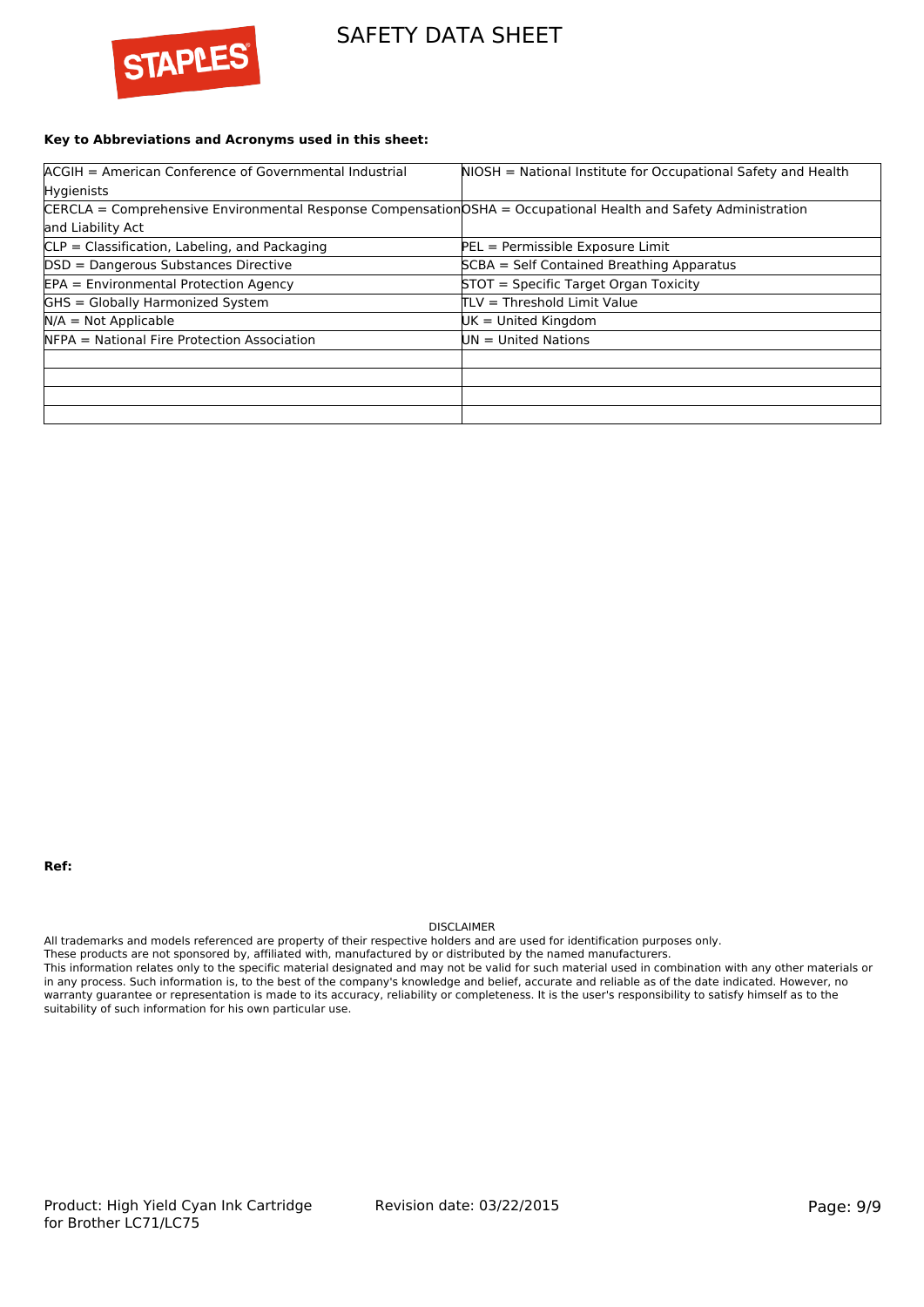**Key to Abbreviations and Acronyms used in this sheet:**

| | |
|---|---|
| ACGIH = American Conference of Governmental Industrial Hygienists | NIOSH = National Institute for Occupational Safety and Health |
| CERCLA = Comprehensive Environmental Response Compensation and Liability Act | OSHA = Occupational Health and Safety Administration |
| CLP = Classification, Labeling, and Packaging | PEL = Permissible Exposure Limit |
| DSD = Dangerous Substances Directive | SCBA = Self Contained Breathing Apparatus |
| EPA = Environmental Protection Agency | STOT = Specific Target Organ Toxicity |
| GHS = Globally Harmonized System | TLV = Threshold Limit Value |
| N/A = Not Applicable | UK = United Kingdom |
| NFPA = National Fire Protection Association | UN = United Nations |
| | |
| | |
| | |
| | |

**Ref:**

DISCLAIMER

All trademarks and models referenced are property of their respective holders and are used for identification purposes only.
These products are not sponsored by, affiliated with, manufactured by or distributed by the named manufacturers.
This information relates only to the specific material designated and may not be valid for such material used in combination with any other materials or in any process. Such information is, to the best of the company's knowledge and belief, accurate and reliable as of the date indicated. However, no warranty guarantee or representation is made to its accuracy, reliability or completeness. It is the user's responsibility to satisfy himself as to the suitability of such information for his own particular use.

Product: High Yield Cyan Ink Cartridge for Brother LC71/LC75

Revision date: 03/22/2015